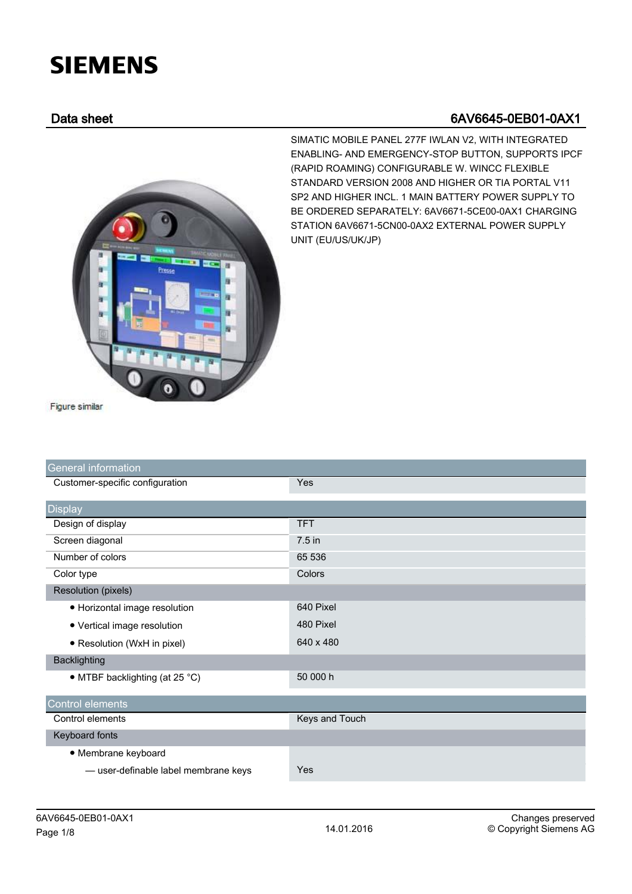# SIEMENS

## Data sheet 6AV6645-0EB01-0AX1

SIMATIC MOBILE PANEL 277F IWLAN V2, WITH INTEGRATED ENABLING- AND EMERGENCY-STOP BUTTON, SUPPORTS IPCF (RAPID ROAMING) CONFIGURABLE W. WINCC FLEXIBLE STANDARD VERSION 2008 AND HIGHER OR TIA PORTAL V11 SP2 AND HIGHER INCL. 1 MAIN BATTERY POWER SUPPLY TO BE ORDERED SEPARATELY: 6AV6671-5CE00-0AX1 CHARGING STATION 6AV6671-5CN00-0AX2 EXTERNAL POWER SUPPLY UNIT (EU/US/UK/JP)

Figure similar

| | |
|---|---|
| **General information** | |
| Customer-specific configuration | Yes |
| **Display** | |
| Design of display | TFT |
| Screen diagonal | 7.5 in |
| Number of colors | 65 536 |
| Color type | Colors |
| Resolution (pixels) | |
| • Horizontal image resolution | 640 Pixel |
| • Vertical image resolution | 480 Pixel |
| • Resolution (WxH in pixel) | 640 x 480 |
| Backlighting | |
| • MTBF backlighting (at 25 °C) | 50 000 h |
| **Control elements** | |
| Control elements | Keys and Touch |
| Keyboard fonts | |
| • Membrane keyboard | |
| — user-definable label membrane keys | Yes |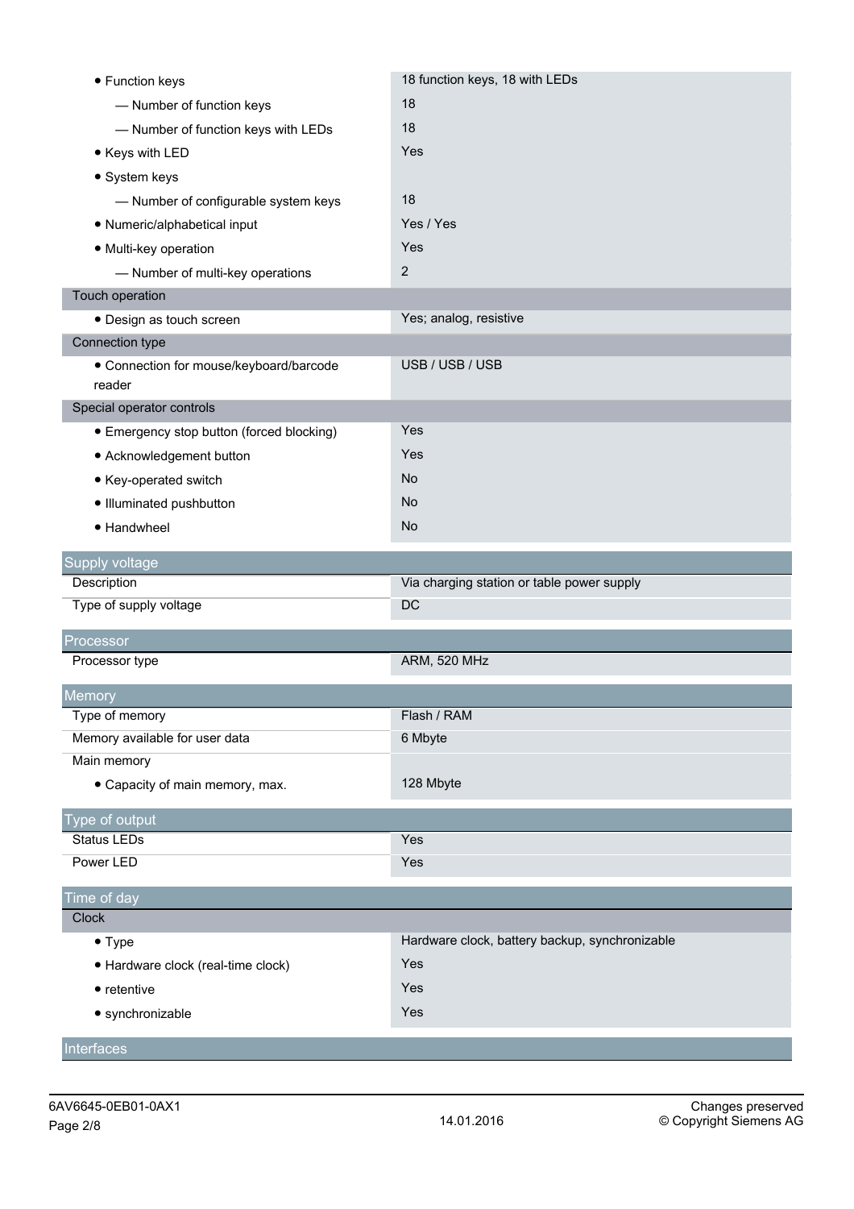| | |
|---|---|
| • Function keys | 18 function keys, 18 with LEDs |
| — Number of function keys | 18 |
| — Number of function keys with LEDs | 18 |
| • Keys with LED | Yes |
| • System keys | |
| — Number of configurable system keys | 18 |
| • Numeric/alphabetical input | Yes / Yes |
| • Multi-key operation | Yes |
| — Number of multi-key operations | 2 |
| Touch operation | |
| • Design as touch screen | Yes; analog, resistive |
| Connection type | |
| • Connection for mouse/keyboard/barcode reader | USB / USB / USB |
| Special operator controls | |
| • Emergency stop button (forced blocking) | Yes |
| • Acknowledgement button | Yes |
| • Key-operated switch | No |
| • Illuminated pushbutton | No |
| • Handwheel | No |

## Supply voltage

| | |
|---|---|
| Description | Via charging station or table power supply |
| Type of supply voltage | DC |

## Processor

| | |
|---|---|
| Processor type | ARM, 520 MHz |

## Memory

| | |
|---|---|
| Type of memory | Flash / RAM |
| Memory available for user data | 6 Mbyte |
| Main memory | |
| • Capacity of main memory, max. | 128 Mbyte |

## Type of output

| | |
|---|---|
| Status LEDs | Yes |
| Power LED | Yes |

## Time of day

| | |
|---|---|
| Clock | |
| • Type | Hardware clock, battery backup, synchronizable |
| • Hardware clock (real-time clock) | Yes |
| • retentive | Yes |
| • synchronizable | Yes |

## Interfaces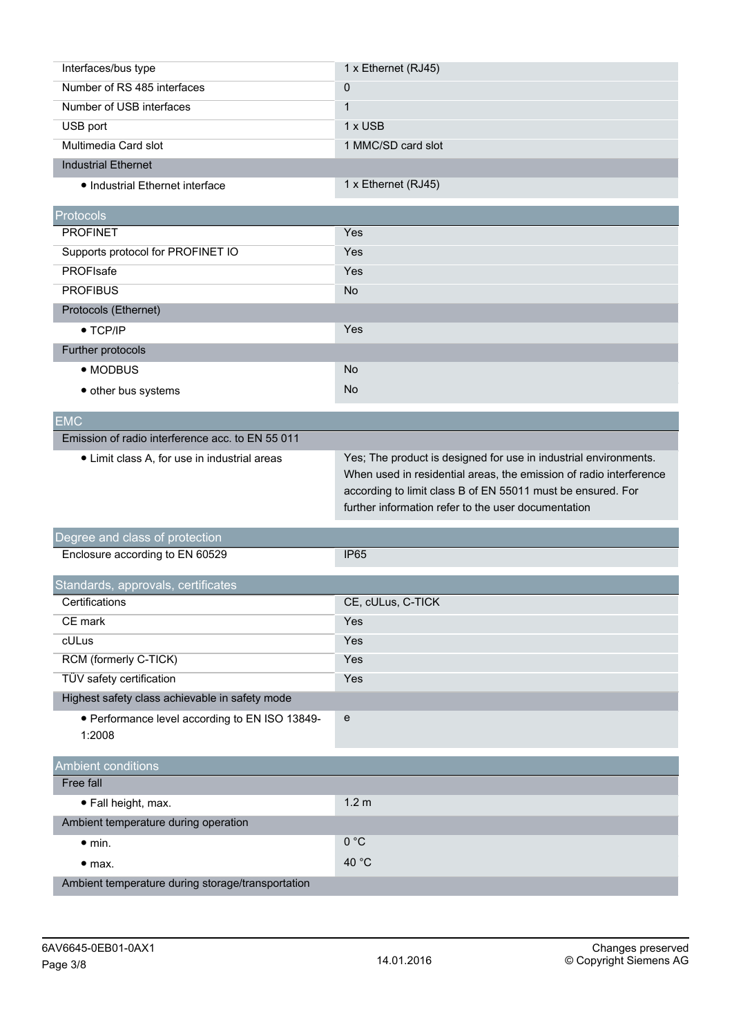| | |
|---|---|
| Interfaces/bus type | 1 x Ethernet (RJ45) |
| Number of RS 485 interfaces | 0 |
| Number of USB interfaces | 1 |
| USB port | 1 x USB |
| Multimedia Card slot | 1 MMC/SD card slot |
| Industrial Ethernet | |
| • Industrial Ethernet interface | 1 x Ethernet (RJ45) |

## Protocols

| | |
|---|---|
| PROFINET | Yes |
| Supports protocol for PROFINET IO | Yes |
| PROFIsafe | Yes |
| PROFIBUS | No |
| Protocols (Ethernet) | |
| • TCP/IP | Yes |
| Further protocols | |
| • MODBUS | No |
| • other bus systems | No |

## EMC

| | |
|---|---|
| Emission of radio interference acc. to EN 55 011 | |
| • Limit class A, for use in industrial areas | Yes; The product is designed for use in industrial environments. When used in residential areas, the emission of radio interference according to limit class B of EN 55011 must be ensured. For further information refer to the user documentation |

## Degree and class of protection

| | |
|---|---|
| Enclosure according to EN 60529 | IP65 |

## Standards, approvals, certificates

| | |
|---|---|
| Certifications | CE, cULus, C-TICK |
| CE mark | Yes |
| cULus | Yes |
| RCM (formerly C-TICK) | Yes |
| TÜV safety certification | Yes |
| Highest safety class achievable in safety mode | |
| • Performance level according to EN ISO 13849-1:2008 | e |

## Ambient conditions

| | |
|---|---|
| Free fall | |
| • Fall height, max. | 1.2 m |
| Ambient temperature during operation | |
| • min. | 0 °C |
| • max. | 40 °C |
| Ambient temperature during storage/transportation | |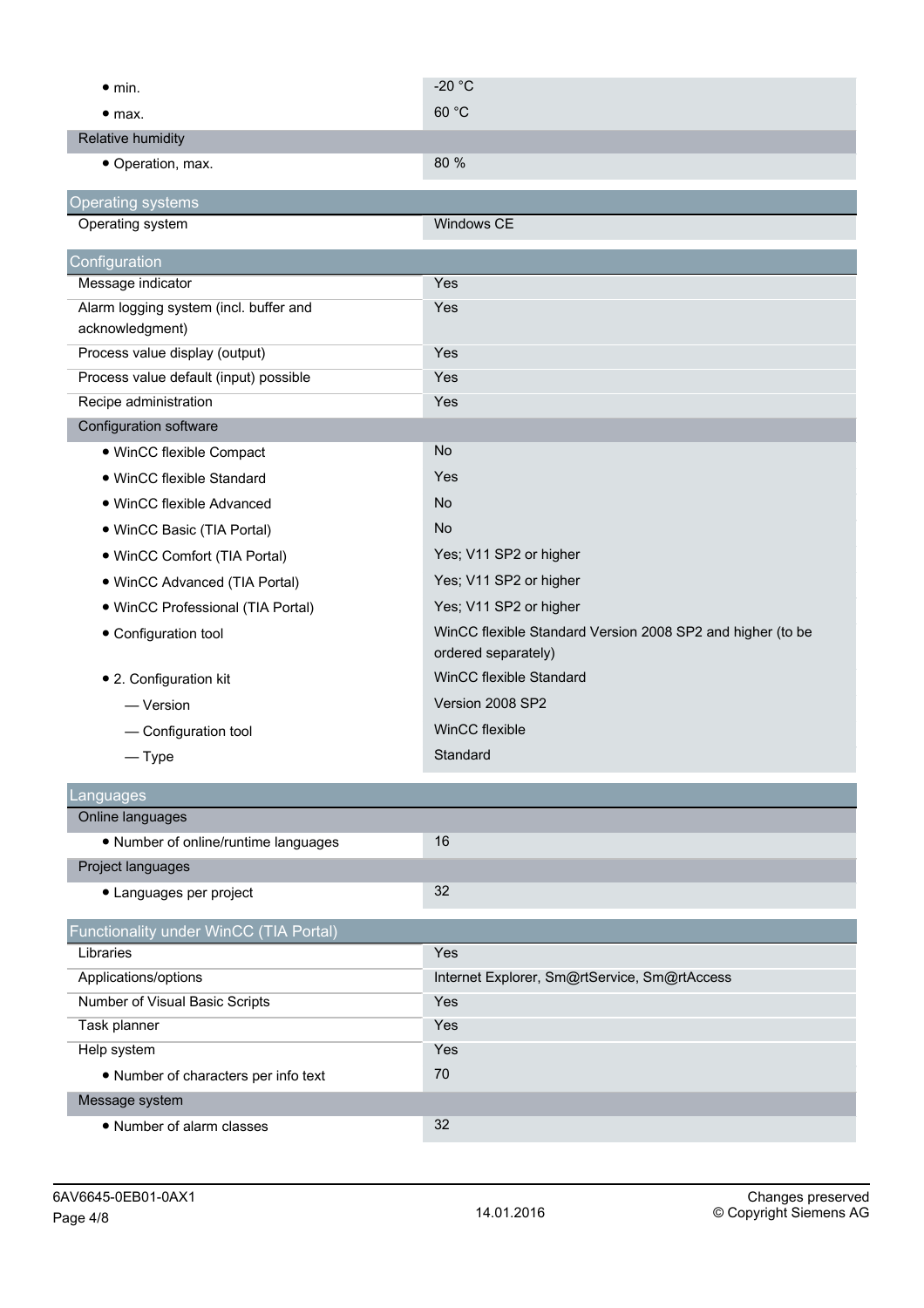| | |
|---|---|
| • min. | -20 °C |
| • max. | 60 °C |
| Relative humidity | |
| • Operation, max. | 80 % |

## Operating systems

| | |
|---|---|
| Operating system | Windows CE |

## Configuration

| | |
|---|---|
| Message indicator | Yes |
| Alarm logging system (incl. buffer and acknowledgment) | Yes |
| Process value display (output) | Yes |
| Process value default (input) possible | Yes |
| Recipe administration | Yes |
| Configuration software | |
| • WinCC flexible Compact | No |
| • WinCC flexible Standard | Yes |
| • WinCC flexible Advanced | No |
| • WinCC Basic (TIA Portal) | No |
| • WinCC Comfort (TIA Portal) | Yes; V11 SP2 or higher |
| • WinCC Advanced (TIA Portal) | Yes; V11 SP2 or higher |
| • WinCC Professional (TIA Portal) | Yes; V11 SP2 or higher |
| • Configuration tool | WinCC flexible Standard Version 2008 SP2 and higher (to be ordered separately) |
| • 2. Configuration kit | WinCC flexible Standard |
| — Version | Version 2008 SP2 |
| — Configuration tool | WinCC flexible |
| — Type | Standard |

## Languages

| | |
|---|---|
| Online languages | |
| • Number of online/runtime languages | 16 |
| Project languages | |
| • Languages per project | 32 |

## Functionality under WinCC (TIA Portal)

| | |
|---|---|
| Libraries | Yes |
| Applications/options | Internet Explorer, Sm@rtService, Sm@rtAccess |
| Number of Visual Basic Scripts | Yes |
| Task planner | Yes |
| Help system | Yes |
| • Number of characters per info text | 70 |
| Message system | |
| • Number of alarm classes | 32 |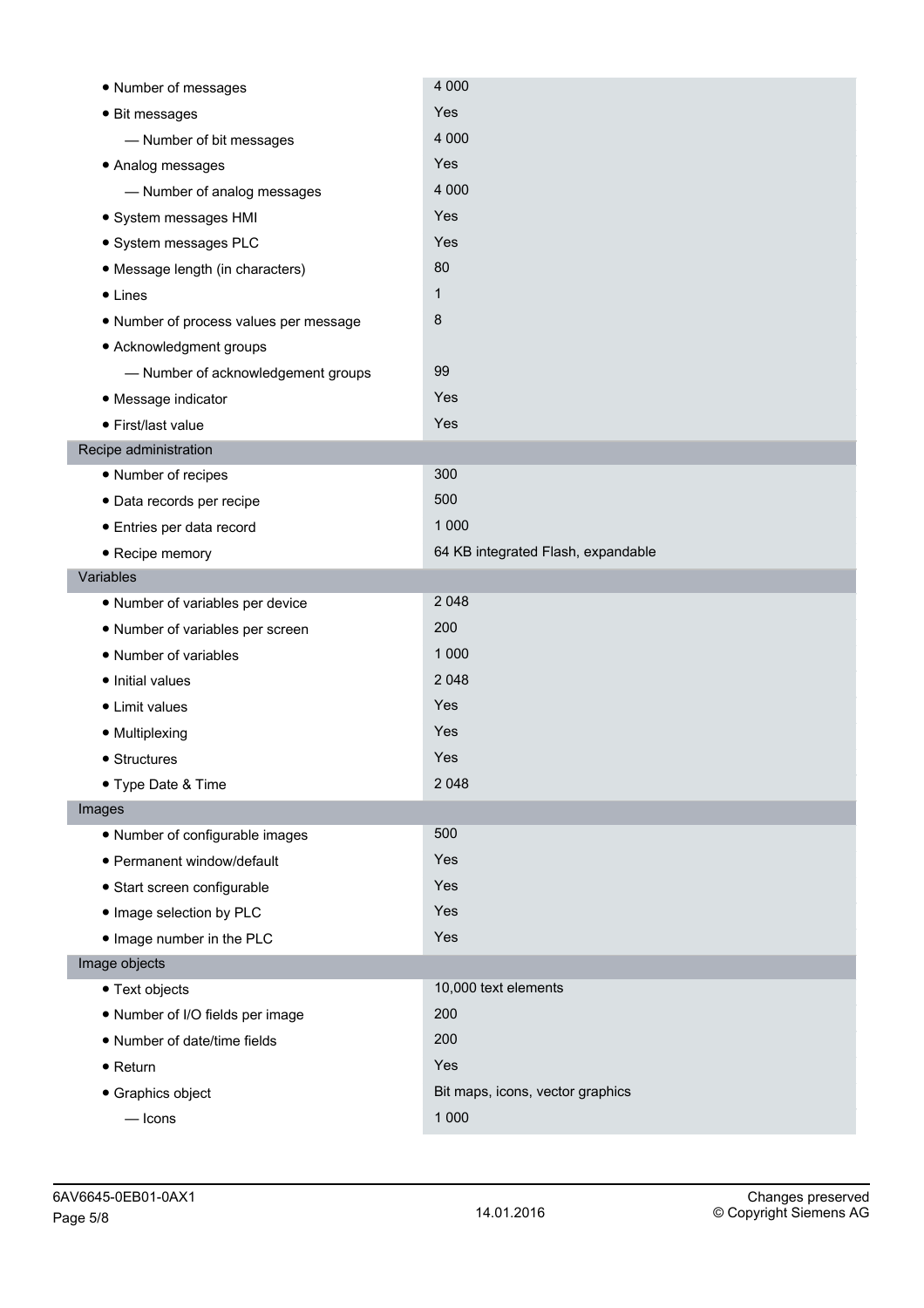| | |
|---|---|
| • Number of messages | 4 000 |
| • Bit messages | Yes |
| — Number of bit messages | 4 000 |
| • Analog messages | Yes |
| — Number of analog messages | 4 000 |
| • System messages HMI | Yes |
| • System messages PLC | Yes |
| • Message length (in characters) | 80 |
| • Lines | 1 |
| • Number of process values per message | 8 |
| • Acknowledgment groups | |
| — Number of acknowledgement groups | 99 |
| • Message indicator | Yes |
| • First/last value | Yes |
| **Recipe administration** | |
| • Number of recipes | 300 |
| • Data records per recipe | 500 |
| • Entries per data record | 1 000 |
| • Recipe memory | 64 KB integrated Flash, expandable |
| **Variables** | |
| • Number of variables per device | 2 048 |
| • Number of variables per screen | 200 |
| • Number of variables | 1 000 |
| • Initial values | 2 048 |
| • Limit values | Yes |
| • Multiplexing | Yes |
| • Structures | Yes |
| • Type Date & Time | 2 048 |
| **Images** | |
| • Number of configurable images | 500 |
| • Permanent window/default | Yes |
| • Start screen configurable | Yes |
| • Image selection by PLC | Yes |
| • Image number in the PLC | Yes |
| **Image objects** | |
| • Text objects | 10,000 text elements |
| • Number of I/O fields per image | 200 |
| • Number of date/time fields | 200 |
| • Return | Yes |
| • Graphics object | Bit maps, icons, vector graphics |
| — Icons | 1 000 |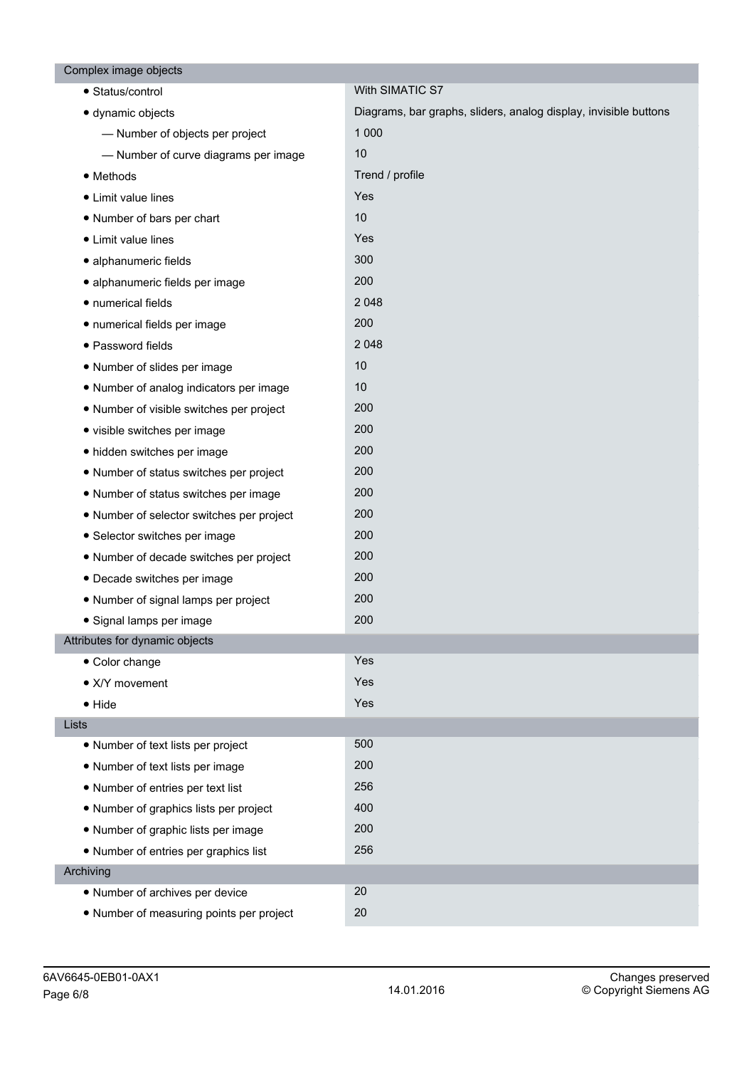| | |
|---|---|
| **Complex image objects** | |
| • Status/control | With SIMATIC S7 |
| • dynamic objects | Diagrams, bar graphs, sliders, analog display, invisible buttons |
| — Number of objects per project | 1 000 |
| — Number of curve diagrams per image | 10 |
| • Methods | Trend / profile |
| • Limit value lines | Yes |
| • Number of bars per chart | 10 |
| • Limit value lines | Yes |
| • alphanumeric fields | 300 |
| • alphanumeric fields per image | 200 |
| • numerical fields | 2 048 |
| • numerical fields per image | 200 |
| • Password fields | 2 048 |
| • Number of slides per image | 10 |
| • Number of analog indicators per image | 10 |
| • Number of visible switches per project | 200 |
| • visible switches per image | 200 |
| • hidden switches per image | 200 |
| • Number of status switches per project | 200 |
| • Number of status switches per image | 200 |
| • Number of selector switches per project | 200 |
| • Selector switches per image | 200 |
| • Number of decade switches per project | 200 |
| • Decade switches per image | 200 |
| • Number of signal lamps per project | 200 |
| • Signal lamps per image | 200 |
| **Attributes for dynamic objects** | |
| • Color change | Yes |
| • X/Y movement | Yes |
| • Hide | Yes |
| **Lists** | |
| • Number of text lists per project | 500 |
| • Number of text lists per image | 200 |
| • Number of entries per text list | 256 |
| • Number of graphics lists per project | 400 |
| • Number of graphic lists per image | 200 |
| • Number of entries per graphics list | 256 |
| **Archiving** | |
| • Number of archives per device | 20 |
| • Number of measuring points per project | 20 |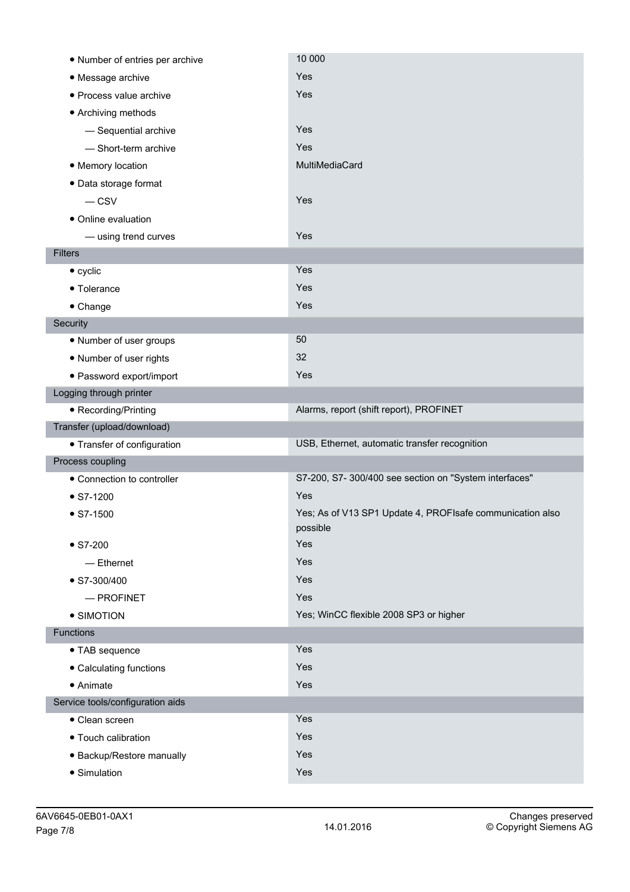| | |
|---|---|
| • Number of entries per archive | 10 000 |
| • Message archive | Yes |
| • Process value archive | Yes |
| • Archiving methods | |
| — Sequential archive | Yes |
| — Short-term archive | Yes |
| • Memory location | MultiMediaCard |
| • Data storage format | |
| — CSV | Yes |
| • Online evaluation | |
| — using trend curves | Yes |
| **Filters** | |
| • cyclic | Yes |
| • Tolerance | Yes |
| • Change | Yes |
| **Security** | |
| • Number of user groups | 50 |
| • Number of user rights | 32 |
| • Password export/import | Yes |
| **Logging through printer** | |
| • Recording/Printing | Alarms, report (shift report), PROFINET |
| **Transfer (upload/download)** | |
| • Transfer of configuration | USB, Ethernet, automatic transfer recognition |
| **Process coupling** | |
| • Connection to controller | S7-200, S7- 300/400 see section on "System interfaces" |
| • S7-1200 | Yes |
| • S7-1500 | Yes; As of V13 SP1 Update 4, PROFIsafe communication also possible |
| • S7-200 | Yes |
| — Ethernet | Yes |
| • S7-300/400 | Yes |
| — PROFINET | Yes |
| • SIMOTION | Yes; WinCC flexible 2008 SP3 or higher |
| **Functions** | |
| • TAB sequence | Yes |
| • Calculating functions | Yes |
| • Animate | Yes |
| **Service tools/configuration aids** | |
| • Clean screen | Yes |
| • Touch calibration | Yes |
| • Backup/Restore manually | Yes |
| • Simulation | Yes |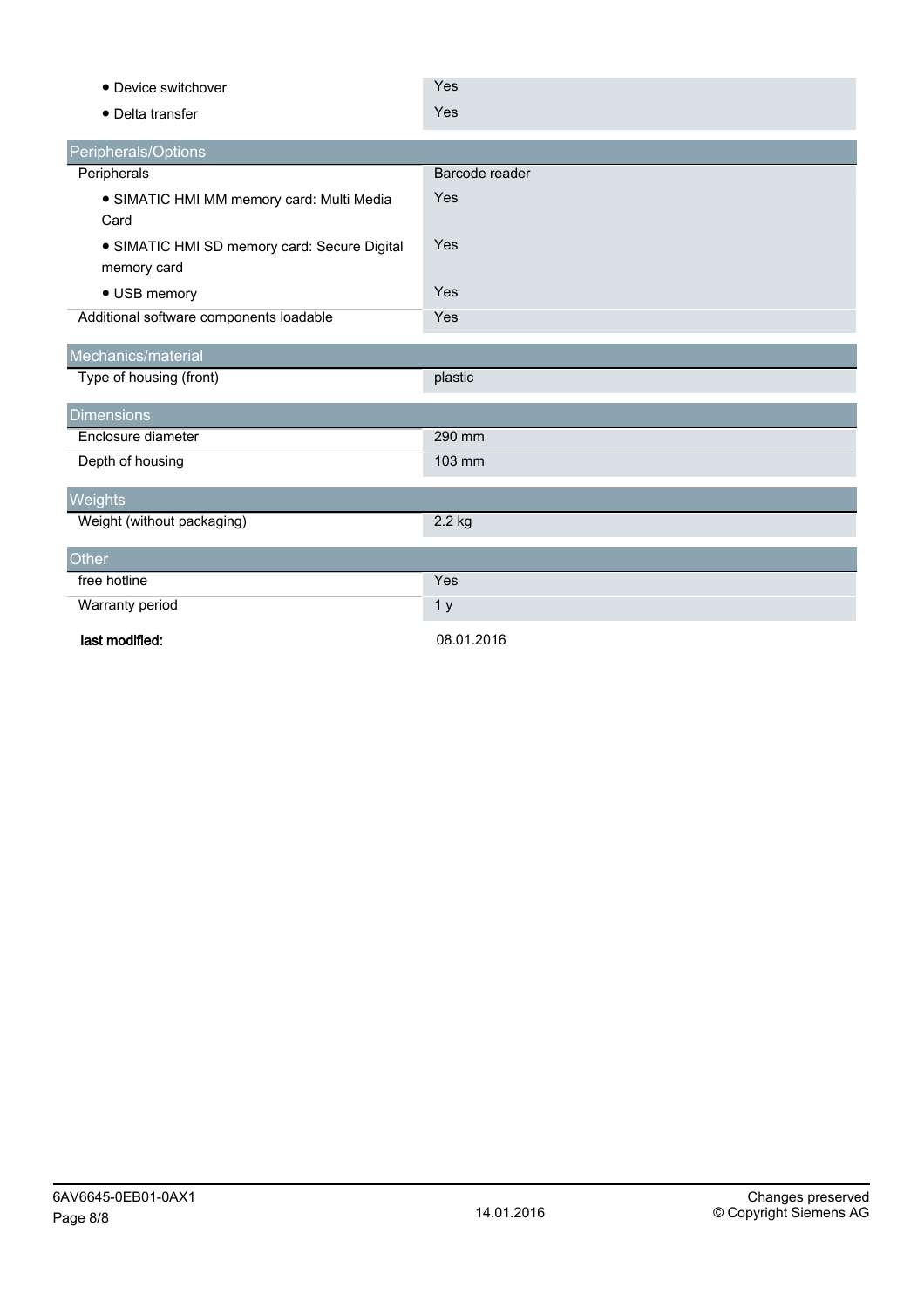| | |
|---|---|
| • Device switchover | Yes |
| • Delta transfer | Yes |

| Peripherals/Options | |
|---|---|
| Peripherals | Barcode reader |
| • SIMATIC HMI MM memory card: Multi Media Card | Yes |
| • SIMATIC HMI SD memory card: Secure Digital memory card | Yes |
| • USB memory | Yes |
| Additional software components loadable | Yes |

| Mechanics/material | |
|---|---|
| Type of housing (front) | plastic |

| Dimensions | |
|---|---|
| Enclosure diameter | 290 mm |
| Depth of housing | 103 mm |

| Weights | |
|---|---|
| Weight (without packaging) | 2.2 kg |

| Other | |
|---|---|
| free hotline | Yes |
| Warranty period | 1 y |

**last modified:** 08.01.2016